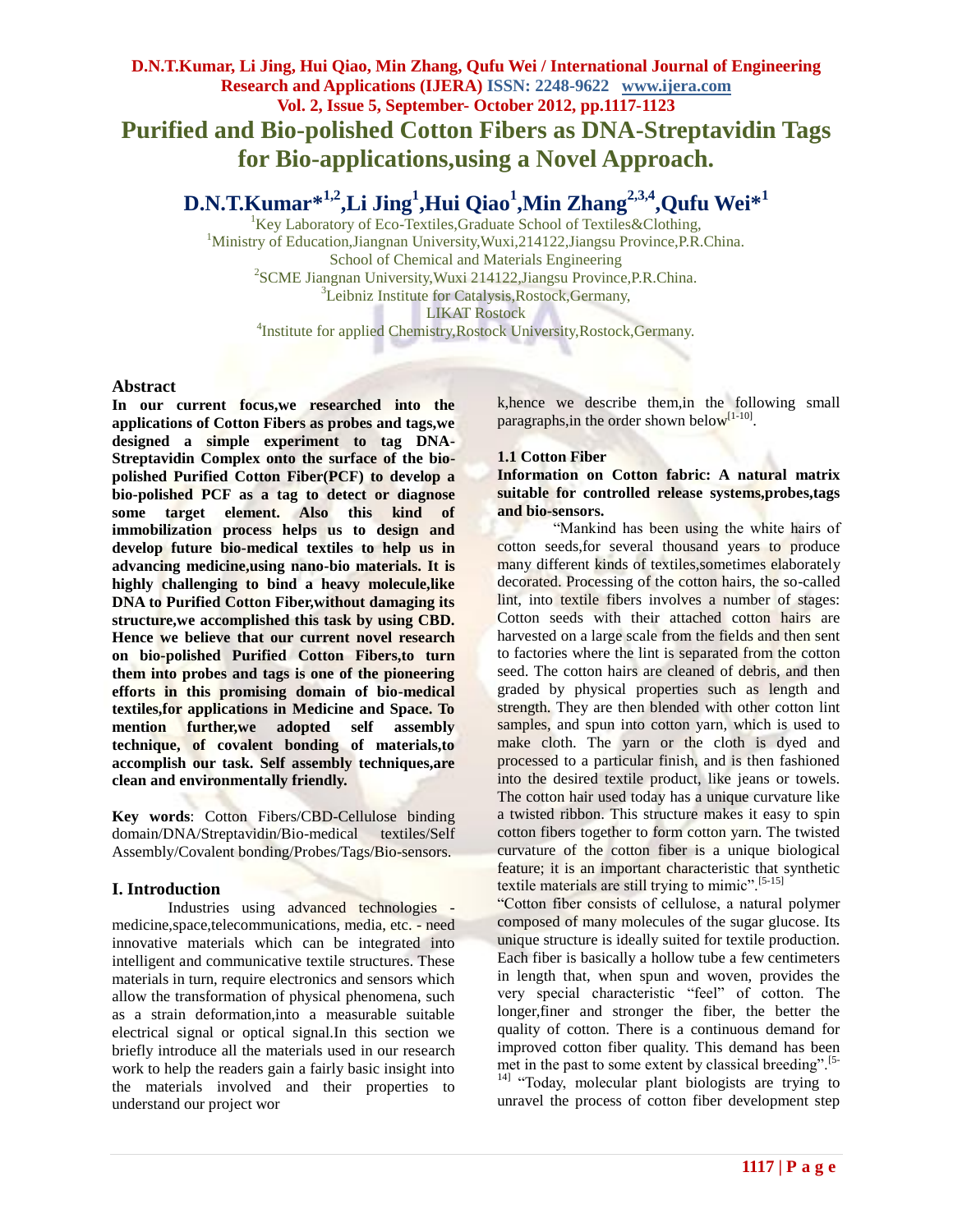# Purified and Bio-polished Cotton Fibers as DNA-Streptavidin Tags for Bio-applications,using a Novel Approach.

**D.N.T.Kumar*[1,2],Li Jing[1],Hui Qiao[1],Min Zhang[2,3,4],Qufu Wei*[1]**

[1]Key Laboratory of Eco-Textiles,Graduate School of Textiles&Clothing,
[1]Ministry of Education,Jiangnan University,Wuxi,214122,Jiangsu Province,P.R.China.
School of Chemical and Materials Engineering
[2]SCME Jiangnan University,Wuxi 214122,Jiangsu Province,P.R.China.
[3]Leibniz Institute for Catalysis,Rostock,Germany,
LIKAT Rostock
[4]Institute for applied Chemistry,Rostock University,Rostock,Germany.

## Abstract

**In our current focus,we researched into the applications of Cotton Fibers as probes and tags,we designed a simple experiment to tag DNA-Streptavidin Complex onto the surface of the bio-polished Purified Cotton Fiber(PCF) to develop a bio-polished PCF as a tag to detect or diagnose some target element. Also this kind of immobilization process helps us to design and develop future bio-medical textiles to help us in advancing medicine,using nano-bio materials. It is highly challenging to bind a heavy molecule,like DNA to Purified Cotton Fiber,without damaging its structure,we accomplished this task by using CBD. Hence we believe that our current novel research on bio-polished Purified Cotton Fibers,to turn them into probes and tags is one of the pioneering efforts in this promising domain of bio-medical textiles,for applications in Medicine and Space. To mention further,we adopted self assembly technique, of covalent bonding of materials,to accomplish our task. Self assembly techniques,are clean and environmentally friendly.**

**Key words**: Cotton Fibers/CBD-Cellulose binding domain/DNA/Streptavidin/Bio-medical textiles/Self Assembly/Covalent bonding/Probes/Tags/Bio-sensors.

## I. Introduction

Industries using advanced technologies - medicine,space,telecommunications, media, etc. - need innovative materials which can be integrated into intelligent and communicative textile structures. These materials in turn, require electronics and sensors which allow the transformation of physical phenomena, such as a strain deformation,into a measurable suitable electrical signal or optical signal.In this section we briefly introduce all the materials used in our research work to help the readers gain a fairly basic insight into the materials involved and their properties to understand our project work,hence we describe them,in the following small paragraphs,in the order shown below[1-10].

### 1.1 Cotton Fiber

**Information on Cotton fabric: A natural matrix suitable for controlled release systems,probes,tags and bio-sensors.**

"Mankind has been using the white hairs of cotton seeds,for several thousand years to produce many different kinds of textiles,sometimes elaborately decorated. Processing of the cotton hairs, the so-called lint, into textile fibers involves a number of stages: Cotton seeds with their attached cotton hairs are harvested on a large scale from the fields and then sent to factories where the lint is separated from the cotton seed. The cotton hairs are cleaned of debris, and then graded by physical properties such as length and strength. They are then blended with other cotton lint samples, and spun into cotton yarn, which is used to make cloth. The yarn or the cloth is dyed and processed to a particular finish, and is then fashioned into the desired textile product, like jeans or towels. The cotton hair used today has a unique curvature like a twisted ribbon. This structure makes it easy to spin cotton fibers together to form cotton yarn. The twisted curvature of the cotton fiber is a unique biological feature; it is an important characteristic that synthetic textile materials are still trying to mimic".[5-15]

"Cotton fiber consists of cellulose, a natural polymer composed of many molecules of the sugar glucose. Its unique structure is ideally suited for textile production. Each fiber is basically a hollow tube a few centimeters in length that, when spun and woven, provides the very special characteristic "feel" of cotton. The longer,finer and stronger the fiber, the better the quality of cotton. There is a continuous demand for improved cotton fiber quality. This demand has been met in the past to some extent by classical breeding".[5-14] "Today, molecular plant biologists are trying to unravel the process of cotton fiber development step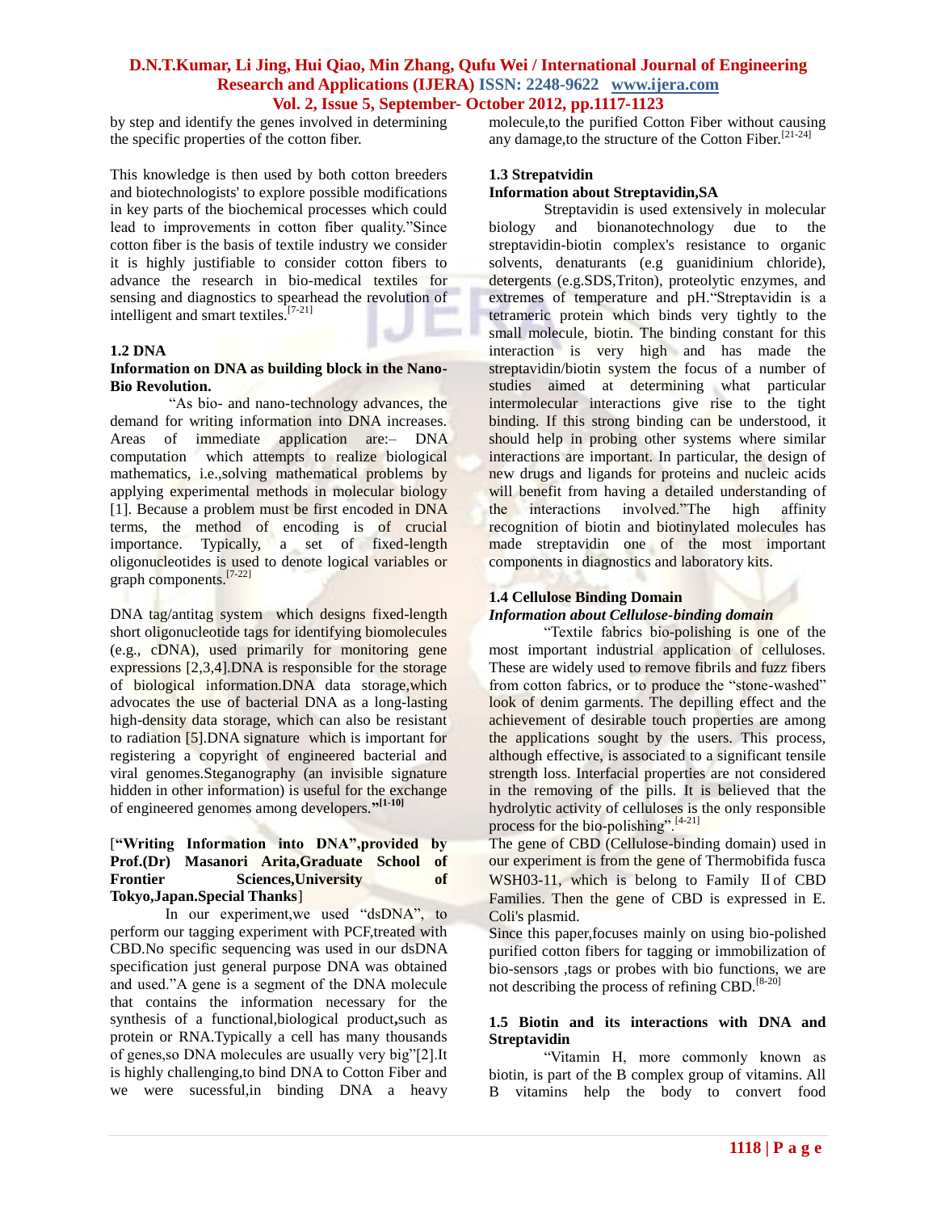by step and identify the genes involved in determining the specific properties of the cotton fiber.

This knowledge is then used by both cotton breeders and biotechnologists' to explore possible modifications in key parts of the biochemical processes which could lead to improvements in cotton fiber quality."Since cotton fiber is the basis of textile industry we consider it is highly justifiable to consider cotton fibers to advance the research in bio-medical textiles for sensing and diagnostics to spearhead the revolution of intelligent and smart textiles.[7-21]

### 1.2 DNA

**Information on DNA as building block in the Nano-Bio Revolution.**

"As bio- and nano-technology advances, the demand for writing information into DNA increases. Areas of immediate application are:– DNA computation which attempts to realize biological mathematics, i.e.,solving mathematical problems by applying experimental methods in molecular biology [1]. Because a problem must be first encoded in DNA terms, the method of encoding is of crucial importance. Typically, a set of fixed-length oligonucleotides is used to denote logical variables or graph components.[7-22]

DNA tag/antitag system which designs fixed-length short oligonucleotide tags for identifying biomolecules (e.g., cDNA), used primarily for monitoring gene expressions [2,3,4].DNA is responsible for the storage of biological information.DNA data storage,which advocates the use of bacterial DNA as a long-lasting high-density data storage, which can also be resistant to radiation [5].DNA signature which is important for registering a copyright of engineered bacterial and viral genomes.Steganography (an invisible signature hidden in other information) is useful for the exchange of engineered genomes among developers."[1-10]

[**"Writing Information into DNA",provided by Prof.(Dr) Masanori Arita,Graduate School of Frontier Sciences,University of Tokyo,Japan.Special Thanks**]

In our experiment,we used "dsDNA", to perform our tagging experiment with PCF,treated with CBD.No specific sequencing was used in our dsDNA specification just general purpose DNA was obtained and used."A gene is a segment of the DNA molecule that contains the information necessary for the synthesis of a functional,biological product,such as protein or RNA.Typically a cell has many thousands of genes,so DNA molecules are usually very big"[2].It is highly challenging,to bind DNA to Cotton Fiber and we were sucessful,in binding DNA a heavy molecule,to the purified Cotton Fiber without causing any damage,to the structure of the Cotton Fiber.[21-24]

### 1.3 Strepatvidin

**Information about Streptavidin,SA**

Streptavidin is used extensively in molecular biology and bionanotechnology due to the streptavidin-biotin complex's resistance to organic solvents, denaturants (e.g guanidinium chloride), detergents (e.g.SDS,Triton), proteolytic enzymes, and extremes of temperature and pH."Streptavidin is a tetrameric protein which binds very tightly to the small molecule, biotin. The binding constant for this interaction is very high and has made the streptavidin/biotin system the focus of a number of studies aimed at determining what particular intermolecular interactions give rise to the tight binding. If this strong binding can be understood, it should help in probing other systems where similar interactions are important. In particular, the design of new drugs and ligands for proteins and nucleic acids will benefit from having a detailed understanding of the interactions involved."The high affinity recognition of biotin and biotinylated molecules has made streptavidin one of the most important components in diagnostics and laboratory kits.

### 1.4 Cellulose Binding Domain

***Information about Cellulose-binding domain***

"Textile fabrics bio-polishing is one of the most important industrial application of celluloses. These are widely used to remove fibrils and fuzz fibers from cotton fabrics, or to produce the "stone-washed" look of denim garments. The depilling effect and the achievement of desirable touch properties are among the applications sought by the users. This process, although effective, is associated to a significant tensile strength loss. Interfacial properties are not considered in the removing of the pills. It is believed that the hydrolytic activity of celluloses is the only responsible process for the bio-polishing".[4-21]

The gene of CBD (Cellulose-binding domain) used in our experiment is from the gene of Thermobifida fusca WSH03-11, which is belong to Family Ⅱ of CBD Families. Then the gene of CBD is expressed in E. Coli's plasmid.

Since this paper,focuses mainly on using bio-polished purified cotton fibers for tagging or immobilization of bio-sensors ,tags or probes with bio functions, we are not describing the process of refining CBD.[8-20]

### 1.5 Biotin and its interactions with DNA and Streptavidin

"Vitamin H, more commonly known as biotin, is part of the B complex group of vitamins. All B vitamins help the body to convert food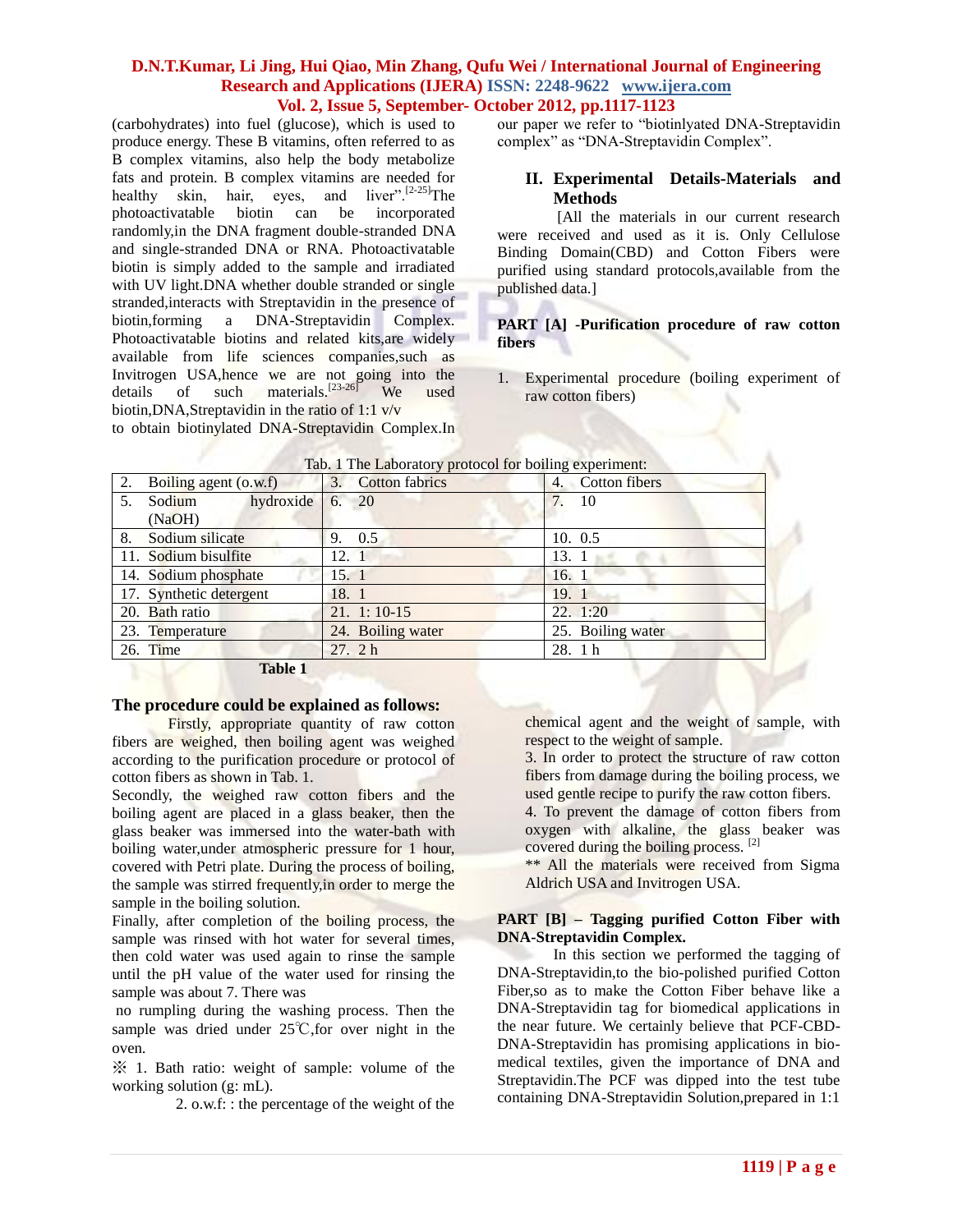(carbohydrates) into fuel (glucose), which is used to produce energy. These B vitamins, often referred to as B complex vitamins, also help the body metabolize fats and protein. B complex vitamins are needed for healthy skin, hair, eyes, and liver".[2-25]The photoactivatable biotin can be incorporated randomly,in the DNA fragment double-stranded DNA and single-stranded DNA or RNA. Photoactivatable biotin is simply added to the sample and irradiated with UV light.DNA whether double stranded or single stranded,interacts with Streptavidin in the presence of biotin,forming a DNA-Streptavidin Complex. Photoactivatable biotins and related kits,are widely available from life sciences companies,such as Invitrogen USA,hence we are not going into the details of such materials.[23-26] We used biotin,DNA,Streptavidin in the ratio of 1:1 v/v to obtain biotinylated DNA-Streptavidin Complex.In our paper we refer to "biotinlyated DNA-Streptavidin complex" as "DNA-Streptavidin Complex".

## II. Experimental Details-Materials and Methods

[All the materials in our current research were received and used as it is. Only Cellulose Binding Domain(CBD) and Cotton Fibers were purified using standard protocols,available from the published data.]

**PART [A] -Purification procedure of raw cotton fibers**

1. Experimental procedure (boiling experiment of raw cotton fibers)

Tab. 1 The Laboratory protocol for boiling experiment:

| 2. Boiling agent (o.w.f) | 3. Cotton fabrics | 4. Cotton fibers |
|---|---|---|
| 5. Sodium hydroxide (NaOH) | 6. 20 | 7. 10 |
| 8. Sodium silicate | 9. 0.5 | 10. 0.5 |
| 11. Sodium bisulfite | 12. 1 | 13. 1 |
| 14. Sodium phosphate | 15. 1 | 16. 1 |
| 17. Synthetic detergent | 18. 1 | 19. 1 |
| 20. Bath ratio | 21. 1: 10-15 | 22. 1:20 |
| 23. Temperature | 24. Boiling water | 25. Boiling water |
| 26. Time | 27. 2 h | 28. 1 h |

**Table 1**

### The procedure could be explained as follows:

Firstly, appropriate quantity of raw cotton fibers are weighed, then boiling agent was weighed according to the purification procedure or protocol of cotton fibers as shown in Tab. 1.

Secondly, the weighed raw cotton fibers and the boiling agent are placed in a glass beaker, then the glass beaker was immersed into the water-bath with boiling water,under atmospheric pressure for 1 hour, covered with Petri plate. During the process of boiling, the sample was stirred frequently,in order to merge the sample in the boiling solution.

Finally, after completion of the boiling process, the sample was rinsed with hot water for several times, then cold water was used again to rinse the sample until the pH value of the water used for rinsing the sample was about 7. There was no rumpling during the washing process. Then the sample was dried under 25℃,for over night in the oven.

※ 1. Bath ratio: weight of sample: volume of the working solution (g: mL).

2. o.w.f: : the percentage of the weight of the chemical agent and the weight of sample, with respect to the weight of sample.

3. In order to protect the structure of raw cotton fibers from damage during the boiling process, we used gentle recipe to purify the raw cotton fibers.

4. To prevent the damage of cotton fibers from oxygen with alkaline, the glass beaker was covered during the boiling process. [2]

** All the materials were received from Sigma Aldrich USA and Invitrogen USA.

**PART [B] – Tagging purified Cotton Fiber with DNA-Streptavidin Complex.**

In this section we performed the tagging of DNA-Streptavidin,to the bio-polished purified Cotton Fiber,so as to make the Cotton Fiber behave like a DNA-Streptavidin tag for biomedical applications in the near future. We certainly believe that PCF-CBD-DNA-Streptavidin has promising applications in bio-medical textiles, given the importance of DNA and Streptavidin.The PCF was dipped into the test tube containing DNA-Streptavidin Solution,prepared in 1:1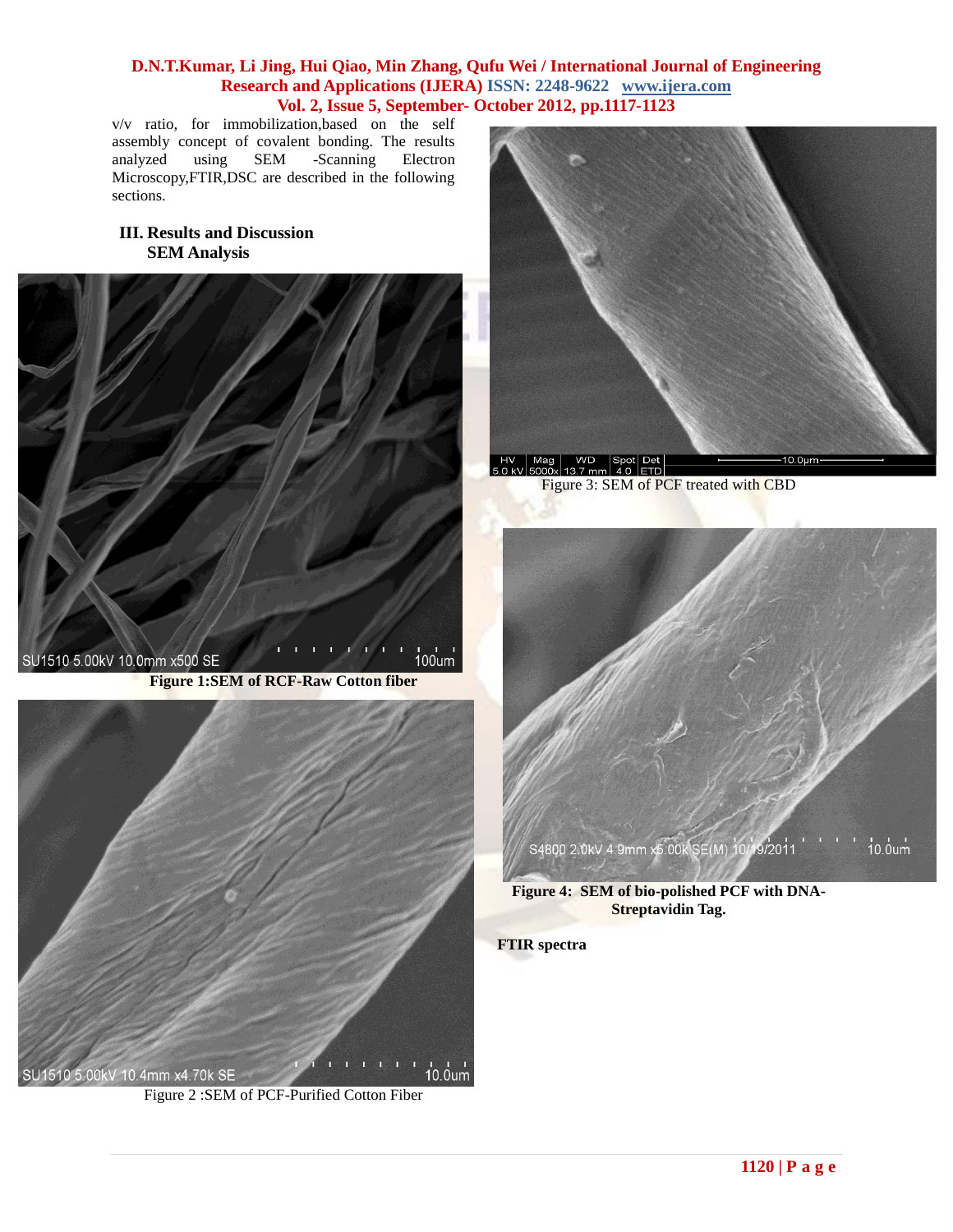v/v ratio, for immobilization,based on the self assembly concept of covalent bonding. The results analyzed using SEM -Scanning Electron Microscopy,FTIR,DSC are described in the following sections.

## III. Results and Discussion

### SEM Analysis

**Figure 1:SEM of RCF-Raw Cotton fiber**

Figure 2 :SEM of PCF-Purified Cotton Fiber

Figure 3: SEM of PCF treated with CBD

**Figure 4: SEM of bio-polished PCF with DNA-Streptavidin Tag.**

**FTIR spectra**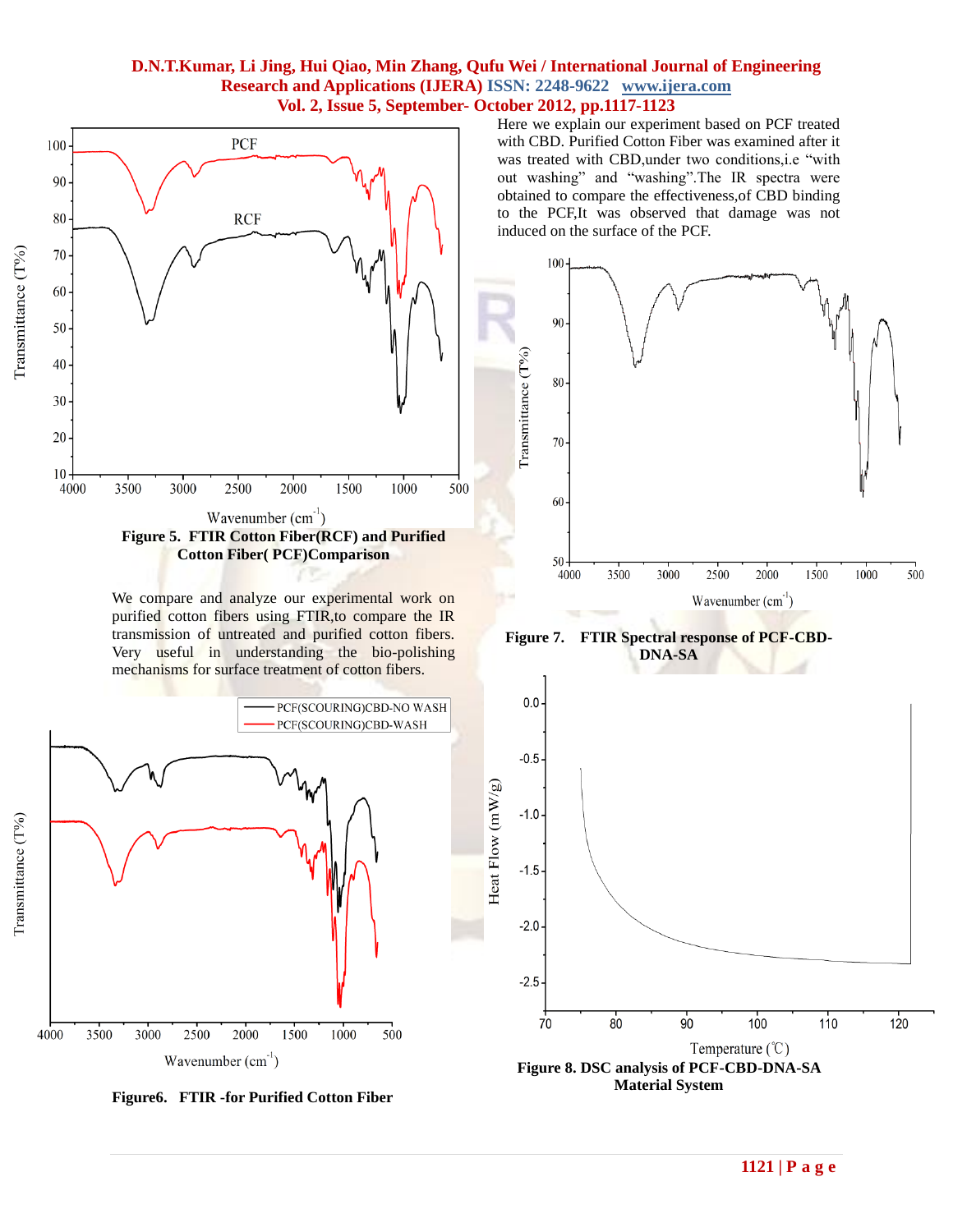Figure 5. FTIR Cotton Fiber(RCF) and Purified Cotton Fiber( PCF)Comparison

We compare and analyze our experimental work on purified cotton fibers using FTIR,to compare the IR transmission of untreated and purified cotton fibers. Very useful in understanding the bio-polishing mechanisms for surface treatment of cotton fibers.

Figure6. FTIR -for Purified Cotton Fiber

Here we explain our experiment based on PCF treated with CBD. Purified Cotton Fiber was examined after it was treated with CBD,under two conditions,i.e "with out washing" and "washing".The IR spectra were obtained to compare the effectiveness,of CBD binding to the PCF,It was observed that damage was not induced on the surface of the PCF.

Figure 7. FTIR Spectral response of PCF-CBD-DNA-SA

Figure 8. DSC analysis of PCF-CBD-DNA-SA Material System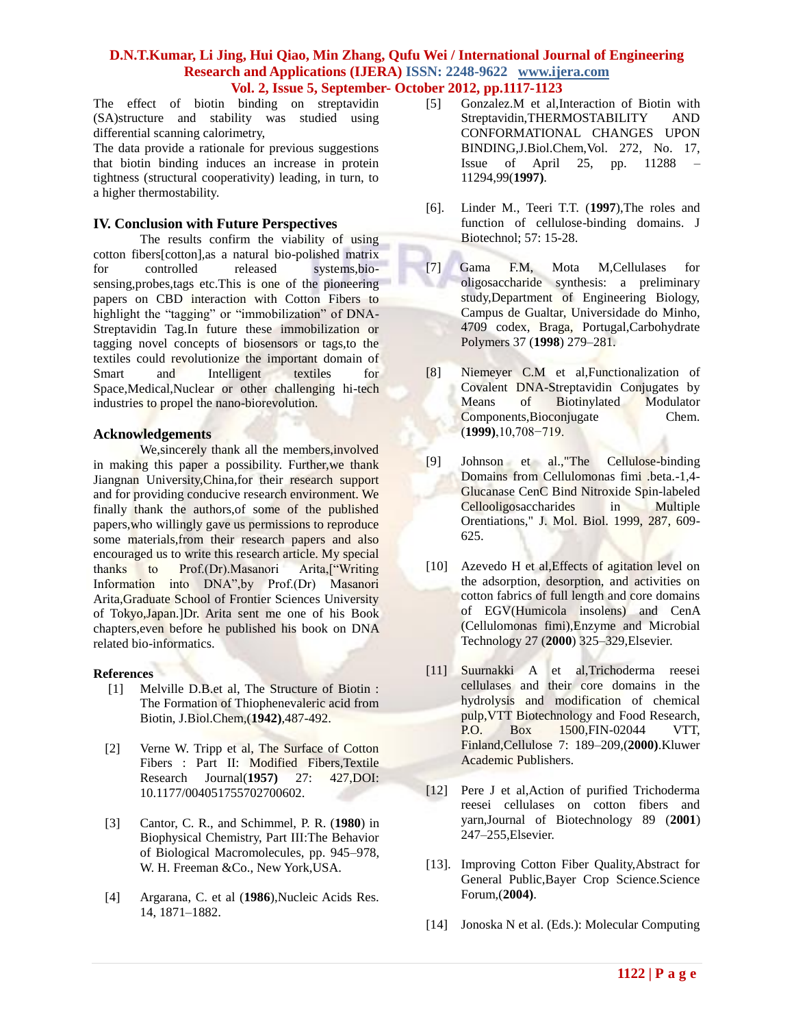The effect of biotin binding on streptavidin (SA)structure and stability was studied using differential scanning calorimetry,

The data provide a rationale for previous suggestions that biotin binding induces an increase in protein tightness (structural cooperativity) leading, in turn, to a higher thermostability.

## IV. Conclusion with Future Perspectives

The results confirm the viability of using cotton fibers[cotton],as a natural bio-polished matrix for controlled released systems,bio-sensing,probes,tags etc.This is one of the pioneering papers on CBD interaction with Cotton Fibers to highlight the "tagging" or "immobilization" of DNA-Streptavidin Tag.In future these immobilization or tagging novel concepts of biosensors or tags,to the textiles could revolutionize the important domain of Smart and Intelligent textiles for Space,Medical,Nuclear or other challenging hi-tech industries to propel the nano-biorevolution.

## Acknowledgements

We,sincerely thank all the members,involved in making this paper a possibility. Further,we thank Jiangnan University,China,for their research support and for providing conducive research environment. We finally thank the authors,of some of the published papers,who willingly gave us permissions to reproduce some materials,from their research papers and also encouraged us to write this research article. My special thanks to Prof.(Dr).Masanori Arita,["Writing Information into DNA",by Prof.(Dr) Masanori Arita,Graduate School of Frontier Sciences University of Tokyo,Japan.]Dr. Arita sent me one of his Book chapters,even before he published his book on DNA related bio-informatics.

### References

[1] Melville D.B.et al, The Structure of Biotin : The Formation of Thiophenevaleric acid from Biotin, J.Biol.Chem,(**1942)**,487-492.

[2] Verne W. Tripp et al, The Surface of Cotton Fibers : Part II: Modified Fibers,Textile Research Journal(**1957)** 27: 427,DOI: 10.1177/004051755702700602.

[3] Cantor, C. R., and Schimmel, P. R. (**1980**) in Biophysical Chemistry, Part III:The Behavior of Biological Macromolecules, pp. 945–978, W. H. Freeman &Co., New York,USA.

[4] Argarana, C. et al (**1986**),Nucleic Acids Res. 14, 1871–1882.

[5] Gonzalez.M et al,Interaction of Biotin with Streptavidin,THERMOSTABILITY AND CONFORMATIONAL CHANGES UPON BINDING,J.Biol.Chem,Vol. 272, No. 17, Issue of April 25, pp. 11288 – 11294,99(**1997**).

[6]. Linder M., Teeri T.T. (**1997**),The roles and function of cellulose-binding domains. J Biotechnol; 57: 15-28.

[7] Gama F.M, Mota M,Cellulases for oligosaccharide synthesis: a preliminary study,Department of Engineering Biology, Campus de Gualtar, Universidade do Minho, 4709 codex, Braga, Portugal,Carbohydrate Polymers 37 (**1998**) 279–281.

[8] Niemeyer C.M et al,Functionalization of Covalent DNA-Streptavidin Conjugates by Means of Biotinylated Modulator Components,Bioconjugate Chem. (**1999)**,10,708−719.

[9] Johnson et al.,"The Cellulose-binding Domains from Cellulomonas fimi .beta.-1,4-Glucanase CenC Bind Nitroxide Spin-labeled Cellooligosaccharides in Multiple Orentiations," J. Mol. Biol. 1999, 287, 609-625.

[10] Azevedo H et al,Effects of agitation level on the adsorption, desorption, and activities on cotton fabrics of full length and core domains of EGV(Humicola insolens) and CenA (Cellulomonas fimi),Enzyme and Microbial Technology 27 (**2000**) 325–329,Elsevier.

[11] Suurnakki A et al,Trichoderma reesei cellulases and their core domains in the hydrolysis and modification of chemical pulp,VTT Biotechnology and Food Research, P.O. Box 1500,FIN-02044 VTT, Finland,Cellulose 7: 189–209,(**2000)**.Kluwer Academic Publishers.

[12] Pere J et al,Action of purified Trichoderma reesei cellulases on cotton fibers and yarn,Journal of Biotechnology 89 (**2001**) 247–255,Elsevier.

[13]. Improving Cotton Fiber Quality,Abstract for General Public,Bayer Crop Science.Science Forum,(**2004)**.

[14] Jonoska N et al. (Eds.): Molecular Computing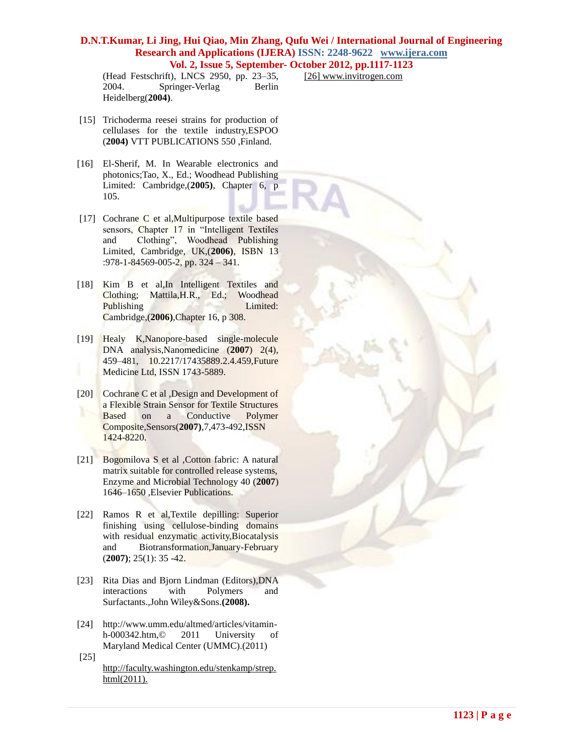(Head Festschrift), LNCS 2950, pp. 23–35, 2004. Springer-Verlag Berlin Heidelberg(**2004)**.

[15] Trichoderma reesei strains for production of cellulases for the textile industry,ESPOO (**2004)** VTT PUBLICATIONS 550 ,Finland.

[16] El-Sherif, M. In Wearable electronics and photonics;Tao, X., Ed.; Woodhead Publishing Limited: Cambridge,(**2005)**, Chapter 6, p 105.

[17] Cochrane C et al,Multipurpose textile based sensors, Chapter 17 in "Intelligent Textiles and Clothing", Woodhead Publishing Limited, Cambridge, UK,(**2006)**, ISBN 13 :978-1-84569-005-2, pp. 324 – 341.

[18] Kim B et al,In Intelligent Textiles and Clothing; Mattila,H.R., Ed.; Woodhead Publishing Limited: Cambridge,(**2006)**,Chapter 16, p 308.

[19] Healy K,Nanopore-based single-molecule DNA analysis,Nanomedicine (**2007**) 2(4), 459–481, 10.2217/17435889.2.4.459,Future Medicine Ltd, ISSN 1743-5889.

[20] Cochrane C et al ,Design and Development of a Flexible Strain Sensor for Textile Structures Based on a Conductive Polymer Composite,Sensors(**2007)**,7,473-492,ISSN 1424-8220.

[21] Bogomilova S et al ,Cotton fabric: A natural matrix suitable for controlled release systems, Enzyme and Microbial Technology 40 (**2007**) 1646–1650 ,Elsevier Publications.

[22] Ramos R et al,Textile depilling: Superior finishing using cellulose-binding domains with residual enzymatic activity,Biocatalysis and Biotransformation,January-February (**2007)**; 25(1): 35 -42.

[23] Rita Dias and Bjorn Lindman (Editors),DNA interactions with Polymers and Surfactants.,John Wiley&Sons.**(2008).**

[24] http://www.umm.edu/altmed/articles/vitamin-h-000342.htm,© 2011 University of Maryland Medical Center (UMMC).(2011)

[25] http://faculty.washington.edu/stenkamp/strep.html(2011).

[26] www.invitrogen.com